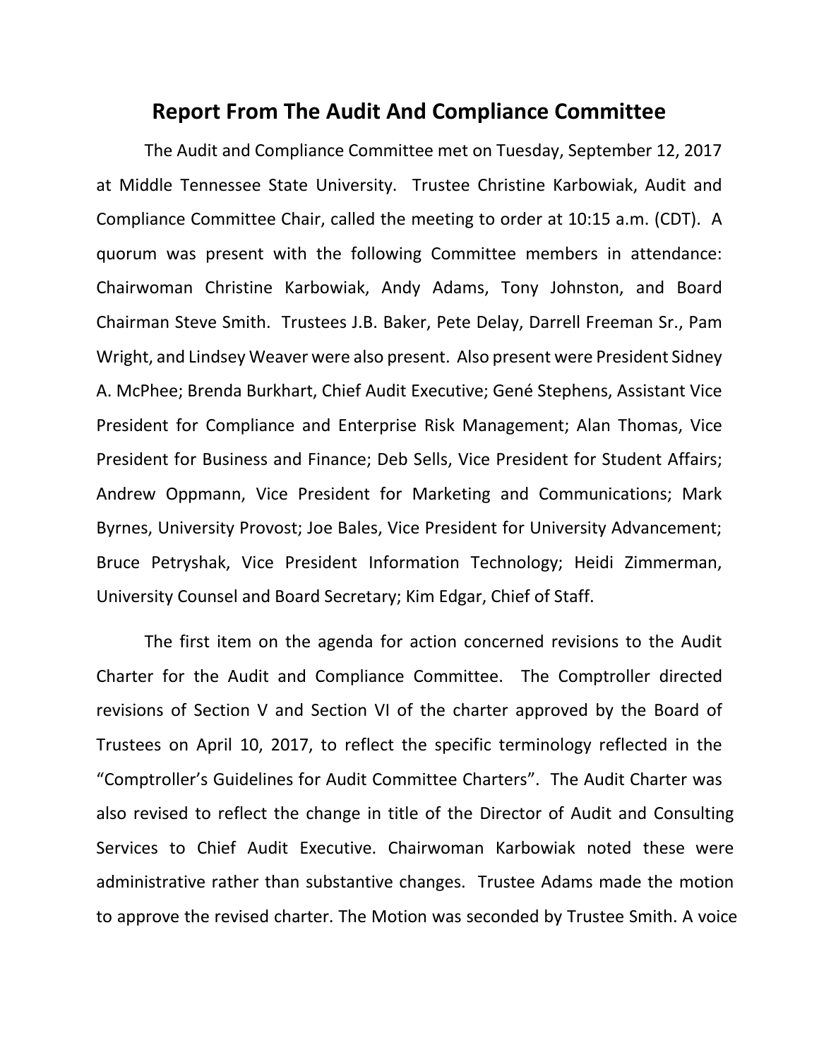# Report From The Audit And Compliance Committee

The Audit and Compliance Committee met on Tuesday, September 12, 2017 at Middle Tennessee State University. Trustee Christine Karbowiak, Audit and Compliance Committee Chair, called the meeting to order at 10:15 a.m. (CDT). A quorum was present with the following Committee members in attendance: Chairwoman Christine Karbowiak, Andy Adams, Tony Johnston, and Board Chairman Steve Smith. Trustees J.B. Baker, Pete Delay, Darrell Freeman Sr., Pam Wright, and Lindsey Weaver were also present. Also present were President Sidney A. McPhee; Brenda Burkhart, Chief Audit Executive; Gené Stephens, Assistant Vice President for Compliance and Enterprise Risk Management; Alan Thomas, Vice President for Business and Finance; Deb Sells, Vice President for Student Affairs; Andrew Oppmann, Vice President for Marketing and Communications; Mark Byrnes, University Provost; Joe Bales, Vice President for University Advancement; Bruce Petryshak, Vice President Information Technology; Heidi Zimmerman, University Counsel and Board Secretary; Kim Edgar, Chief of Staff.

The first item on the agenda for action concerned revisions to the Audit Charter for the Audit and Compliance Committee. The Comptroller directed revisions of Section V and Section VI of the charter approved by the Board of Trustees on April 10, 2017, to reflect the specific terminology reflected in the "Comptroller's Guidelines for Audit Committee Charters". The Audit Charter was also revised to reflect the change in title of the Director of Audit and Consulting Services to Chief Audit Executive. Chairwoman Karbowiak noted these were administrative rather than substantive changes. Trustee Adams made the motion to approve the revised charter. The Motion was seconded by Trustee Smith. A voice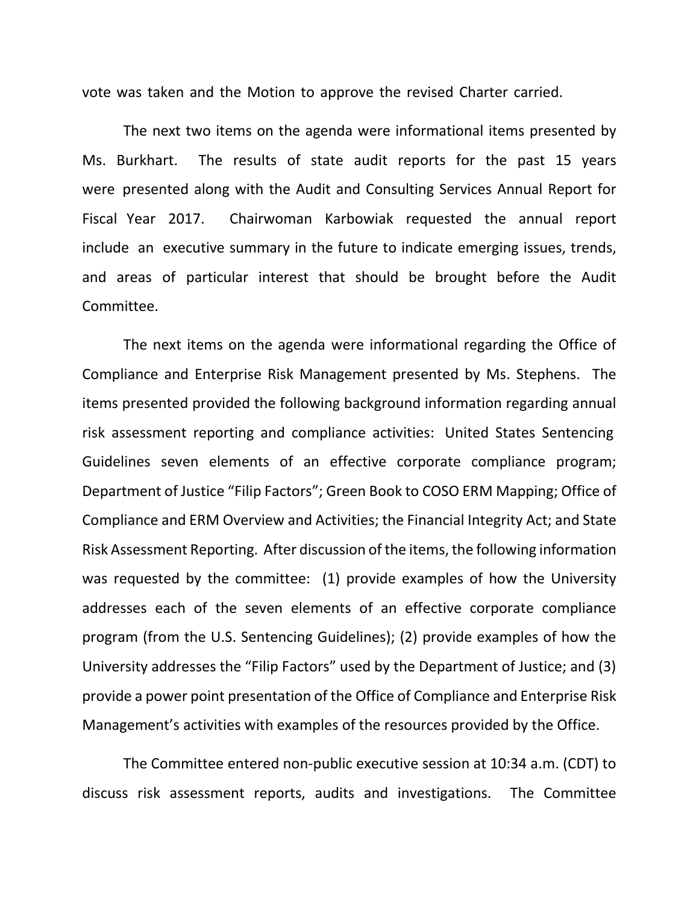vote was taken and the Motion to approve the revised Charter carried.

The next two items on the agenda were informational items presented by Ms. Burkhart. The results of state audit reports for the past 15 years were presented along with the Audit and Consulting Services Annual Report for Fiscal Year 2017. Chairwoman Karbowiak requested the annual report include an executive summary in the future to indicate emerging issues, trends, and areas of particular interest that should be brought before the Audit Committee.

The next items on the agenda were informational regarding the Office of Compliance and Enterprise Risk Management presented by Ms. Stephens. The items presented provided the following background information regarding annual risk assessment reporting and compliance activities: United States Sentencing Guidelines seven elements of an effective corporate compliance program; Department of Justice "Filip Factors"; Green Book to COSO ERM Mapping; Office of Compliance and ERM Overview and Activities; the Financial Integrity Act; and State Risk Assessment Reporting. After discussion of the items, the following information was requested by the committee: (1) provide examples of how the University addresses each of the seven elements of an effective corporate compliance program (from the U.S. Sentencing Guidelines); (2) provide examples of how the University addresses the "Filip Factors" used by the Department of Justice; and (3) provide a power point presentation of the Office of Compliance and Enterprise Risk Management's activities with examples of the resources provided by the Office.

The Committee entered non-public executive session at 10:34 a.m. (CDT) to discuss risk assessment reports, audits and investigations. The Committee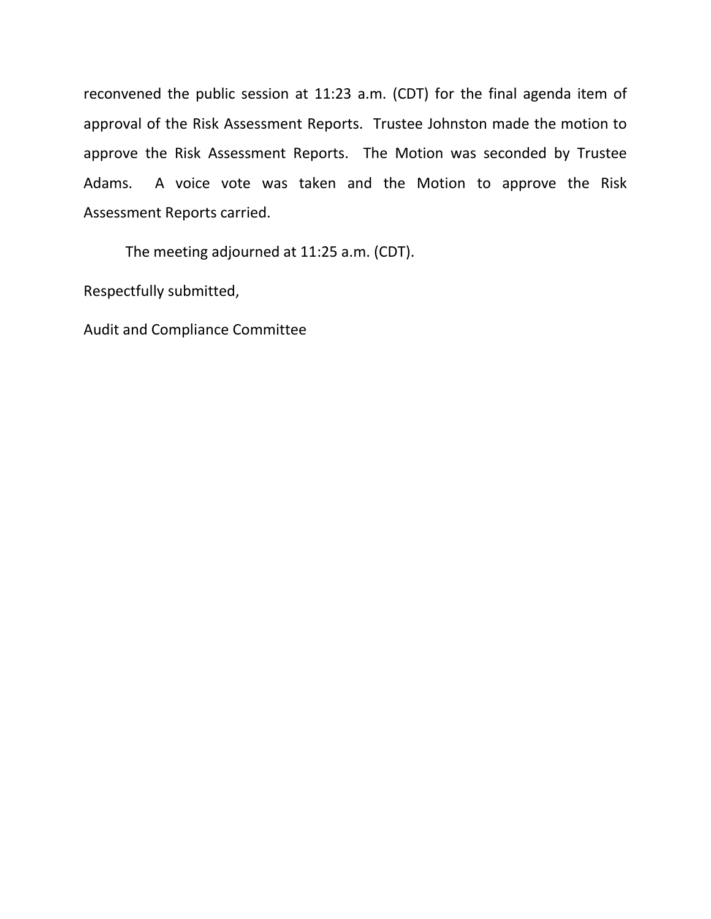reconvened the public session at 11:23 a.m. (CDT) for the final agenda item of approval of the Risk Assessment Reports. Trustee Johnston made the motion to approve the Risk Assessment Reports. The Motion was seconded by Trustee Adams. A voice vote was taken and the Motion to approve the Risk Assessment Reports carried.

The meeting adjourned at 11:25 a.m. (CDT).

Respectfully submitted,

Audit and Compliance Committee